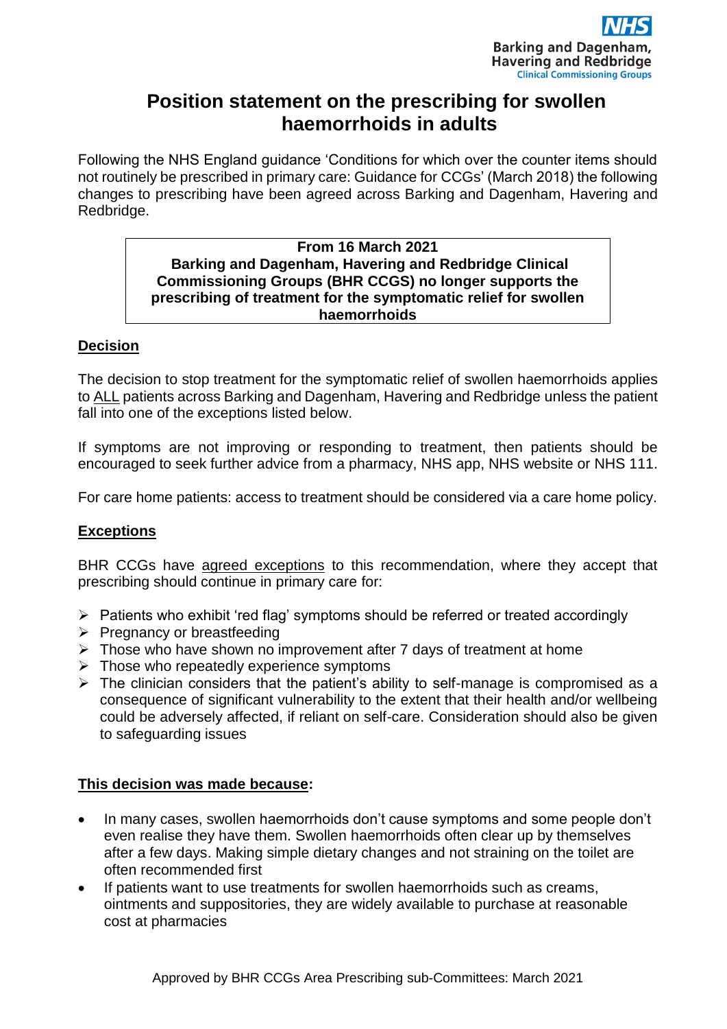NHS
Barking and Dagenham, Havering and Redbridge
Clinical Commissioning Groups

# Position statement on the prescribing for swollen haemorrhoids in adults

Following the NHS England guidance 'Conditions for which over the counter items should not routinely be prescribed in primary care: Guidance for CCGs' (March 2018) the following changes to prescribing have been agreed across Barking and Dagenham, Havering and Redbridge.

> **From 16 March 2021**
> **Barking and Dagenham, Havering and Redbridge Clinical Commissioning Groups (BHR CCGS) no longer supports the prescribing of treatment for the symptomatic relief for swollen haemorrhoids**

## Decision

The decision to stop treatment for the symptomatic relief of swollen haemorrhoids applies to ALL patients across Barking and Dagenham, Havering and Redbridge unless the patient fall into one of the exceptions listed below.

If symptoms are not improving or responding to treatment, then patients should be encouraged to seek further advice from a pharmacy, NHS app, NHS website or NHS 111.

For care home patients: access to treatment should be considered via a care home policy.

## Exceptions

BHR CCGs have agreed exceptions to this recommendation, where they accept that prescribing should continue in primary care for:

- Patients who exhibit 'red flag' symptoms should be referred or treated accordingly
- Pregnancy or breastfeeding
- Those who have shown no improvement after 7 days of treatment at home
- Those who repeatedly experience symptoms
- The clinician considers that the patient's ability to self-manage is compromised as a consequence of significant vulnerability to the extent that their health and/or wellbeing could be adversely affected, if reliant on self-care. Consideration should also be given to safeguarding issues

## This decision was made because:

- In many cases, swollen haemorrhoids don't cause symptoms and some people don't even realise they have them. Swollen haemorrhoids often clear up by themselves after a few days. Making simple dietary changes and not straining on the toilet are often recommended first
- If patients want to use treatments for swollen haemorrhoids such as creams, ointments and suppositories, they are widely available to purchase at reasonable cost at pharmacies

Approved by BHR CCGs Area Prescribing sub-Committees: March 2021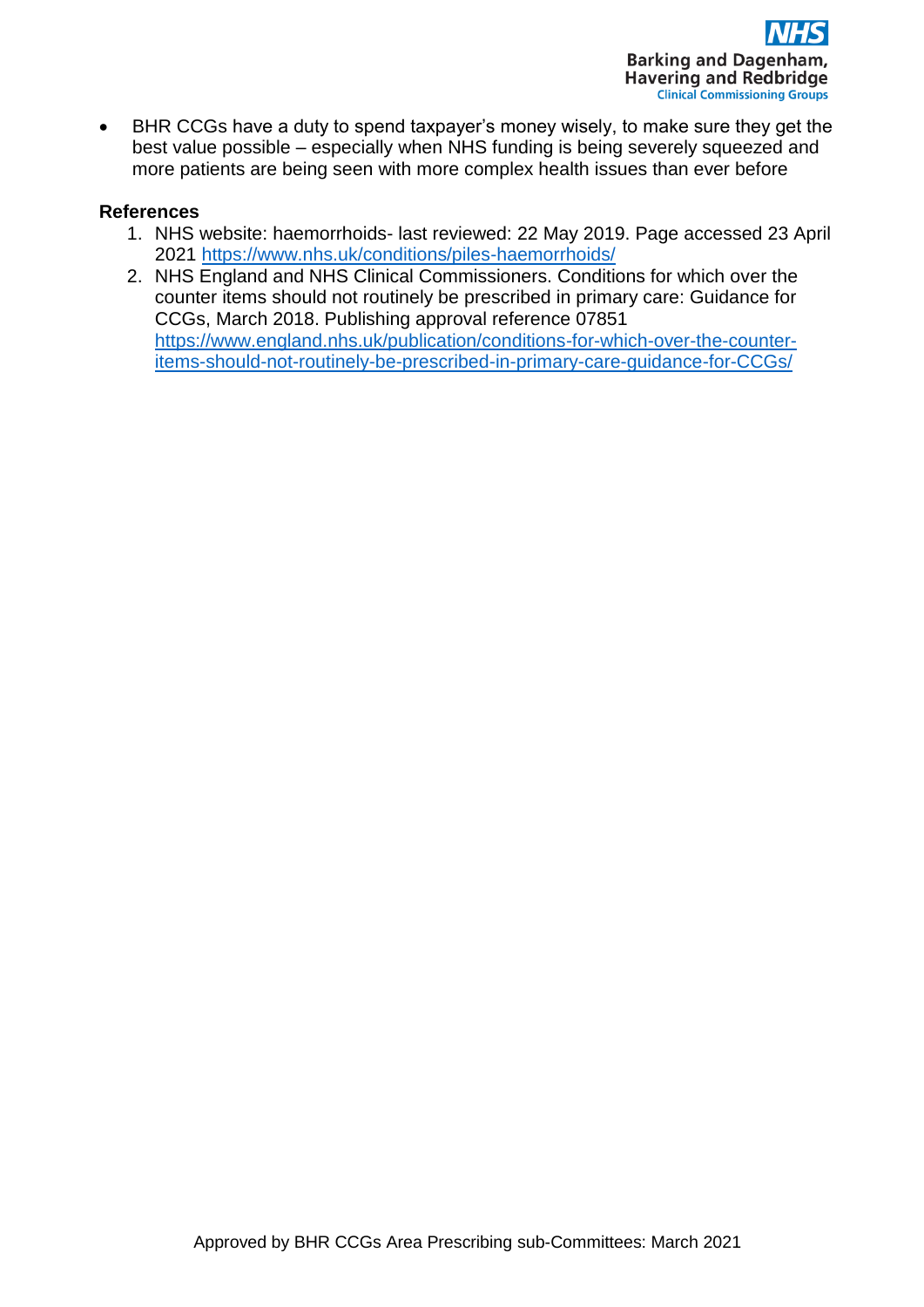- BHR CCGs have a duty to spend taxpayer's money wisely, to make sure they get the best value possible – especially when NHS funding is being severely squeezed and more patients are being seen with more complex health issues than ever before

**References**

1. NHS website: haemorrhoids- last reviewed: 22 May 2019. Page accessed 23 April 2021 https://www.nhs.uk/conditions/piles-haemorrhoids/
2. NHS England and NHS Clinical Commissioners. Conditions for which over the counter items should not routinely be prescribed in primary care: Guidance for CCGs, March 2018. Publishing approval reference 07851 https://www.england.nhs.uk/publication/conditions-for-which-over-the-counter-items-should-not-routinely-be-prescribed-in-primary-care-guidance-for-CCGs/

Approved by BHR CCGs Area Prescribing sub-Committees: March 2021